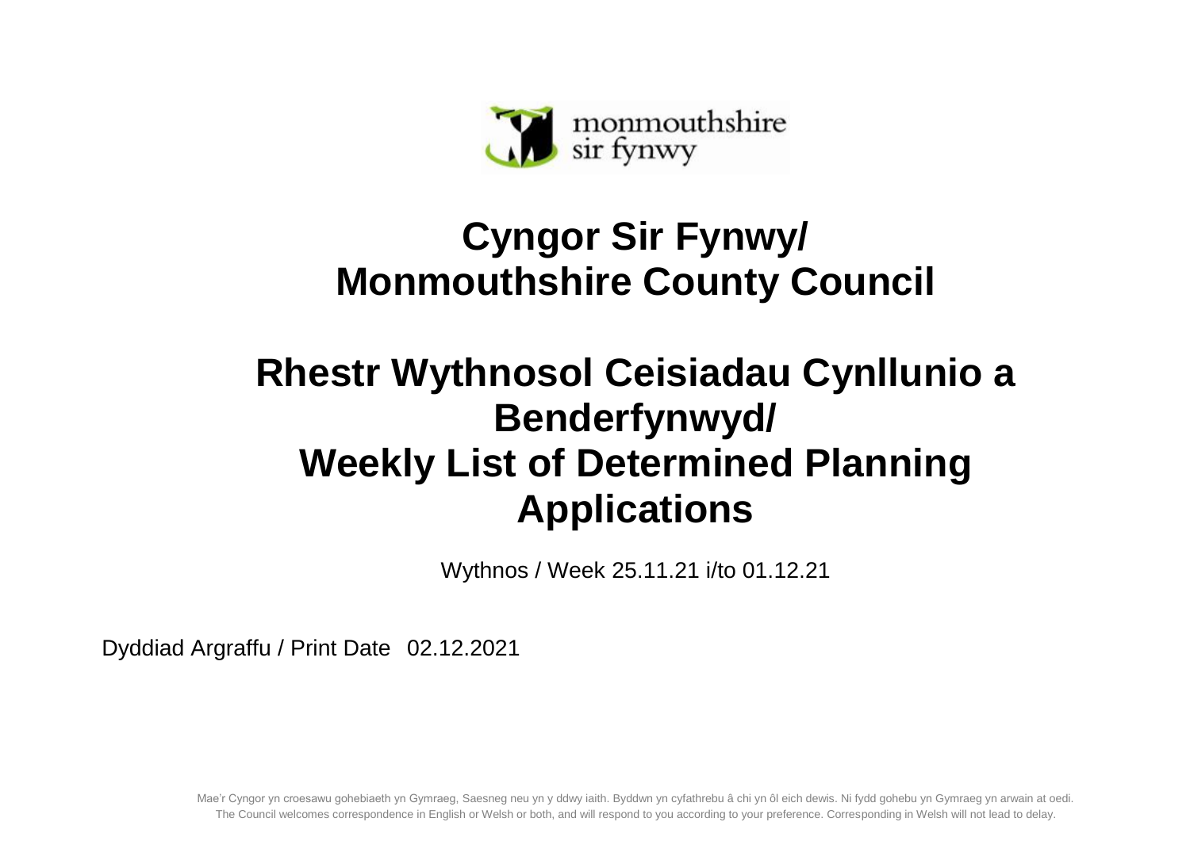monmouthshire
sir fynwy

# Cyngor Sir Fynwy/ Monmouthshire County Council

# Rhestr Wythnosol Ceisiadau Cynllunio a Benderfynwyd/ Weekly List of Determined Planning Applications

Wythnos / Week 25.11.21 i/to 01.12.21

Dyddiad Argraffu / Print Date 02.12.2021

Mae'r Cyngor yn croesawu gohebiaeth yn Gymraeg, Saesneg neu yn y ddwy iaith. Byddwn yn cyfathrebu â chi yn ôl eich dewis. Ni fydd gohebu yn Gymraeg yn arwain at oedi.
The Council welcomes correspondence in English or Welsh or both, and will respond to you according to your preference. Corresponding in Welsh will not lead to delay.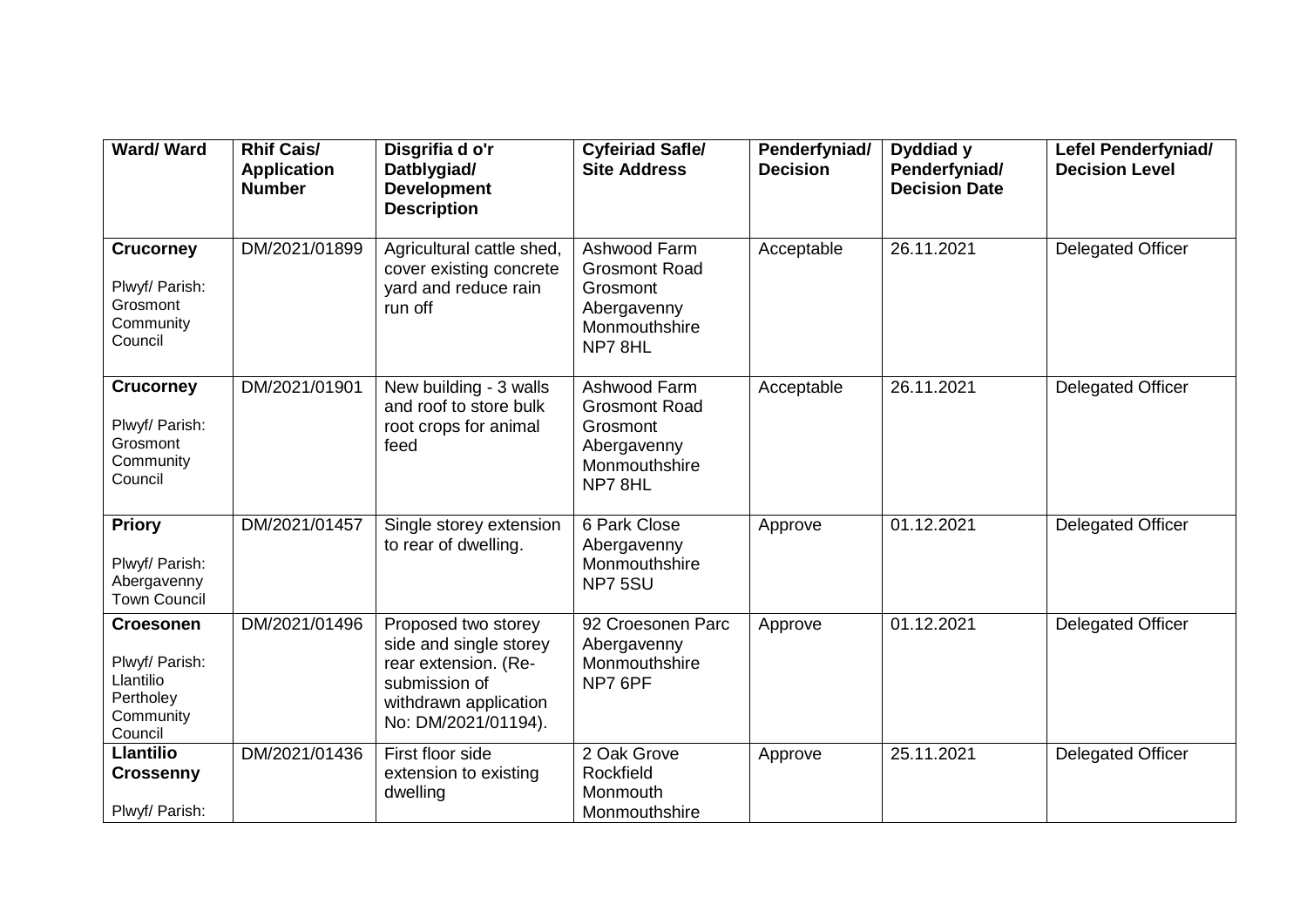| **Ward/ Ward** | **Rhif Cais/ Application Number** | **Disgrifia d o'r Datblygiad/ Development Description** | **Cyfeiriad Safle/ Site Address** | **Penderfyniad/ Decision** | **Dyddiad y Penderfyniad/ Decision Date** | **Lefel Penderfyniad/ Decision Level** |
|---|---|---|---|---|---|---|
| **Crucorney** Plwyf/ Parish: Grosmont Community Council | DM/2021/01899 | Agricultural cattle shed, cover existing concrete yard and reduce rain run off | Ashwood Farm Grosmont Road Grosmont Abergavenny Monmouthshire NP7 8HL | Acceptable | 26.11.2021 | Delegated Officer |
| **Crucorney** Plwyf/ Parish: Grosmont Community Council | DM/2021/01901 | New building - 3 walls and roof to store bulk root crops for animal feed | Ashwood Farm Grosmont Road Grosmont Abergavenny Monmouthshire NP7 8HL | Acceptable | 26.11.2021 | Delegated Officer |
| **Priory** Plwyf/ Parish: Abergavenny Town Council | DM/2021/01457 | Single storey extension to rear of dwelling. | 6 Park Close Abergavenny Monmouthshire NP7 5SU | Approve | 01.12.2021 | Delegated Officer |
| **Croesonen** Plwyf/ Parish: Llantilio Pertholey Community Council | DM/2021/01496 | Proposed two storey side and single storey rear extension. (Re-submission of withdrawn application No: DM/2021/01194). | 92 Croesonen Parc Abergavenny Monmouthshire NP7 6PF | Approve | 01.12.2021 | Delegated Officer |
| **Llantilio Crossenny** Plwyf/ Parish: | DM/2021/01436 | First floor side extension to existing dwelling | 2 Oak Grove Rockfield Monmouth Monmouthshire | Approve | 25.11.2021 | Delegated Officer |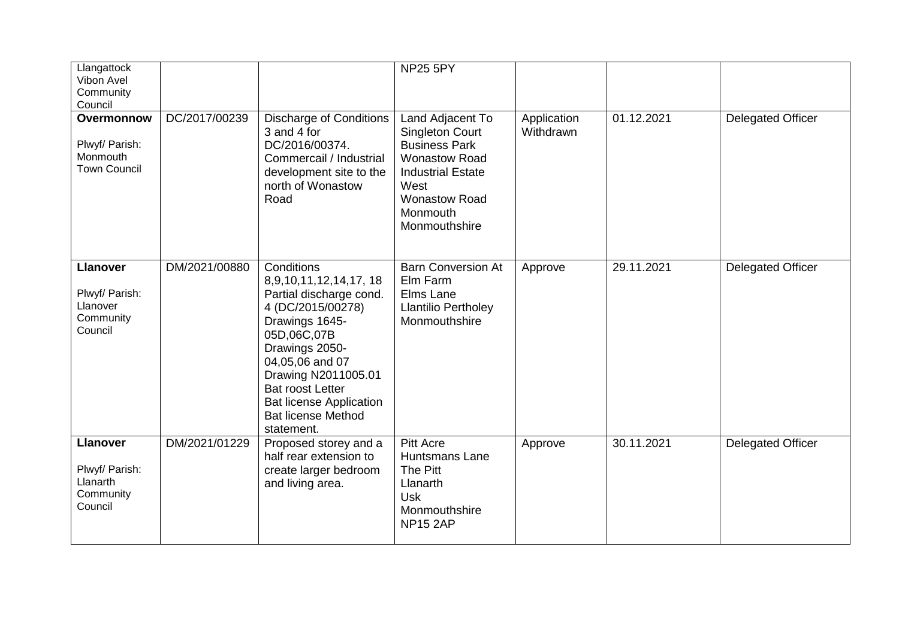| | | | | | | |
|---|---|---|---|---|---|---|
| Llangattock Vibon Avel Community Council | | | NP25 5PY | | | |
| **Overmonnow**<br><br>Plwyf/ Parish: Monmouth Town Council | DC/2017/00239 | Discharge of Conditions 3 and 4 for DC/2016/00374. Commercail / Industrial development site to the north of Wonastow Road | Land Adjacent To Singleton Court Business Park Wonastow Road Industrial Estate West Wonastow Road Monmouth Monmouthshire | Application Withdrawn | 01.12.2021 | Delegated Officer |
| **Llanover**<br><br>Plwyf/ Parish: Llanover Community Council | DM/2021/00880 | Conditions 8,9,10,11,12,14,17, 18 Partial discharge cond. 4 (DC/2015/00278) Drawings 1645-05D,06C,07B Drawings 2050-04,05,06 and 07 Drawing N2011005.01 Bat roost Letter Bat license Application Bat license Method statement. | Barn Conversion At Elm Farm Elms Lane Llantilio Pertholey Monmouthshire | Approve | 29.11.2021 | Delegated Officer |
| **Llanover**<br><br>Plwyf/ Parish: Llanarth Community Council | DM/2021/01229 | Proposed storey and a half rear extension to create larger bedroom and living area. | Pitt Acre Huntsmans Lane The Pitt Llanarth Usk Monmouthshire NP15 2AP | Approve | 30.11.2021 | Delegated Officer |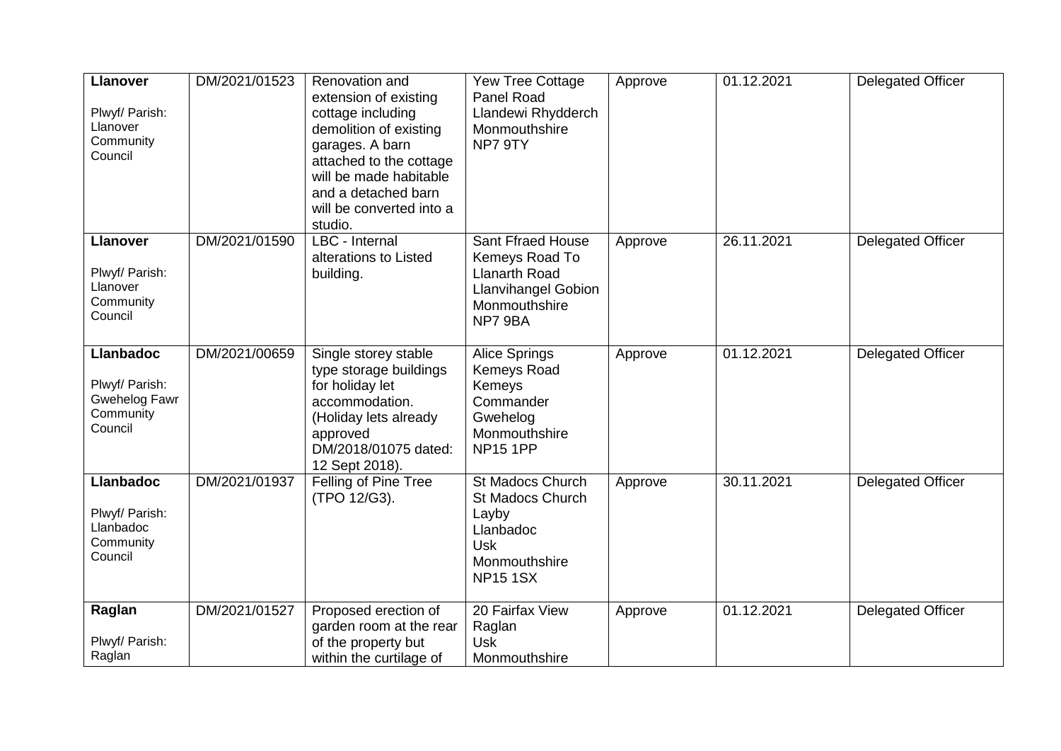| | | | | | | |
|---|---|---|---|---|---|---|
| **Llanover**<br><br>Plwyf/ Parish: Llanover Community Council | DM/2021/01523 | Renovation and extension of existing cottage including demolition of existing garages. A barn attached to the cottage will be made habitable and a detached barn will be converted into a studio. | Yew Tree Cottage Panel Road Llandewi Rhydderch Monmouthshire NP7 9TY | Approve | 01.12.2021 | Delegated Officer |
| **Llanover**<br><br>Plwyf/ Parish: Llanover Community Council | DM/2021/01590 | LBC - Internal alterations to Listed building. | Sant Ffraed House Kemeys Road To Llanarth Road Llanvihangel Gobion Monmouthshire NP7 9BA | Approve | 26.11.2021 | Delegated Officer |
| **Llanbadoc**<br><br>Plwyf/ Parish: Gwehelog Fawr Community Council | DM/2021/00659 | Single storey stable type storage buildings for holiday let accommodation. (Holiday lets already approved DM/2018/01075 dated: 12 Sept 2018). | Alice Springs Kemeys Road Kemeys Commander Gwehelog Monmouthshire NP15 1PP | Approve | 01.12.2021 | Delegated Officer |
| **Llanbadoc**<br><br>Plwyf/ Parish: Llanbadoc Community Council | DM/2021/01937 | Felling of Pine Tree (TPO 12/G3). | St Madocs Church St Madocs Church Layby Llanbadoc Usk Monmouthshire NP15 1SX | Approve | 30.11.2021 | Delegated Officer |
| **Raglan**<br><br>Plwyf/ Parish: Raglan | DM/2021/01527 | Proposed erection of garden room at the rear of the property but within the curtilage of | 20 Fairfax View Raglan Usk Monmouthshire | Approve | 01.12.2021 | Delegated Officer |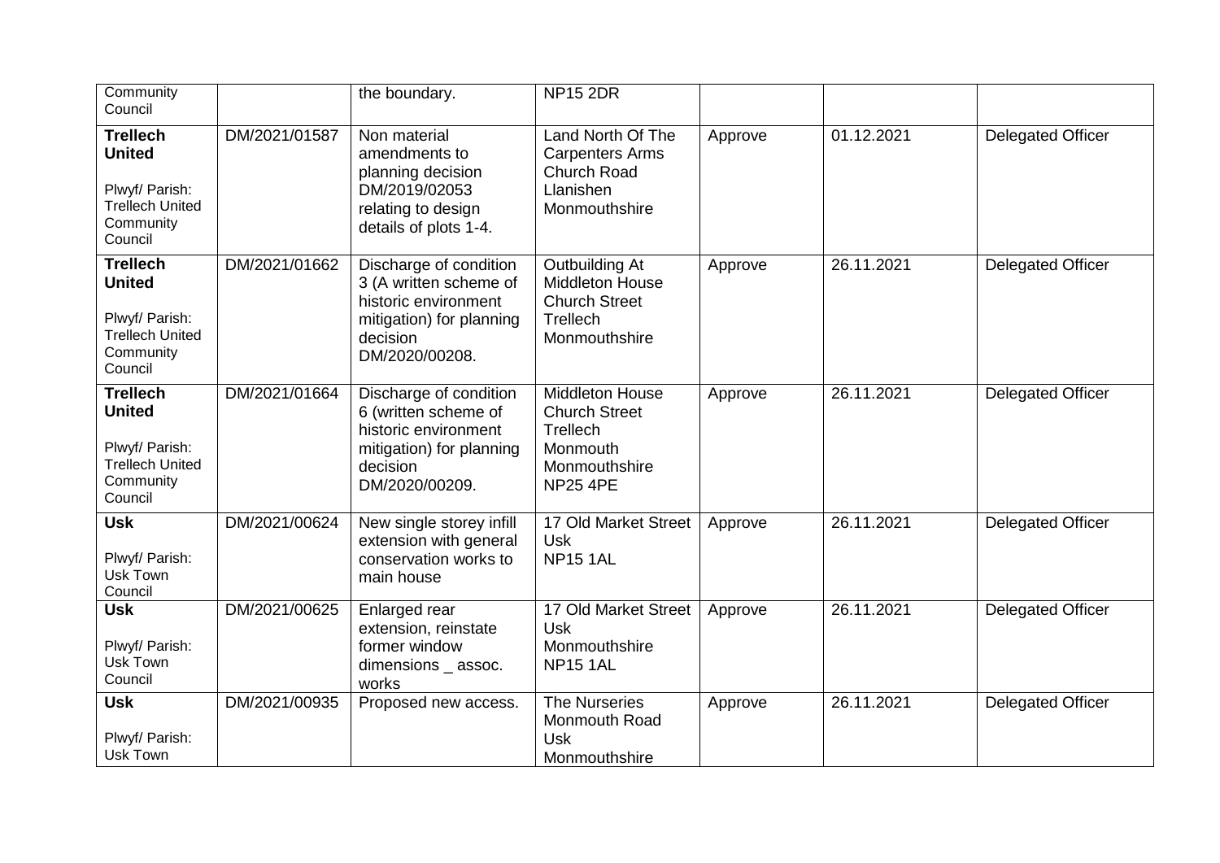| | | | | | | |
|---|---|---|---|---|---|---|
| Community Council | | the boundary. | NP15 2DR | | | |
| **Trellech United**<br><br>Plwyf/ Parish: Trellech United Community Council | DM/2021/01587 | Non material amendments to planning decision DM/2019/02053 relating to design details of plots 1-4. | Land North Of The Carpenters Arms Church Road Llanishen Monmouthshire | Approve | 01.12.2021 | Delegated Officer |
| **Trellech United**<br><br>Plwyf/ Parish: Trellech United Community Council | DM/2021/01662 | Discharge of condition 3 (A written scheme of historic environment mitigation) for planning decision DM/2020/00208. | Outbuilding At Middleton House Church Street Trellech Monmouthshire | Approve | 26.11.2021 | Delegated Officer |
| **Trellech United**<br><br>Plwyf/ Parish: Trellech United Community Council | DM/2021/01664 | Discharge of condition 6 (written scheme of historic environment mitigation) for planning decision DM/2020/00209. | Middleton House Church Street Trellech Monmouth Monmouthshire NP25 4PE | Approve | 26.11.2021 | Delegated Officer |
| **Usk**<br><br>Plwyf/ Parish: Usk Town Council | DM/2021/00624 | New single storey infill extension with general conservation works to main house | 17 Old Market Street Usk NP15 1AL | Approve | 26.11.2021 | Delegated Officer |
| **Usk**<br><br>Plwyf/ Parish: Usk Town Council | DM/2021/00625 | Enlarged rear extension, reinstate former window dimensions _ assoc. works | 17 Old Market Street Usk Monmouthshire NP15 1AL | Approve | 26.11.2021 | Delegated Officer |
| **Usk**<br><br>Plwyf/ Parish: Usk Town | DM/2021/00935 | Proposed new access. | The Nurseries Monmouth Road Usk Monmouthshire | Approve | 26.11.2021 | Delegated Officer |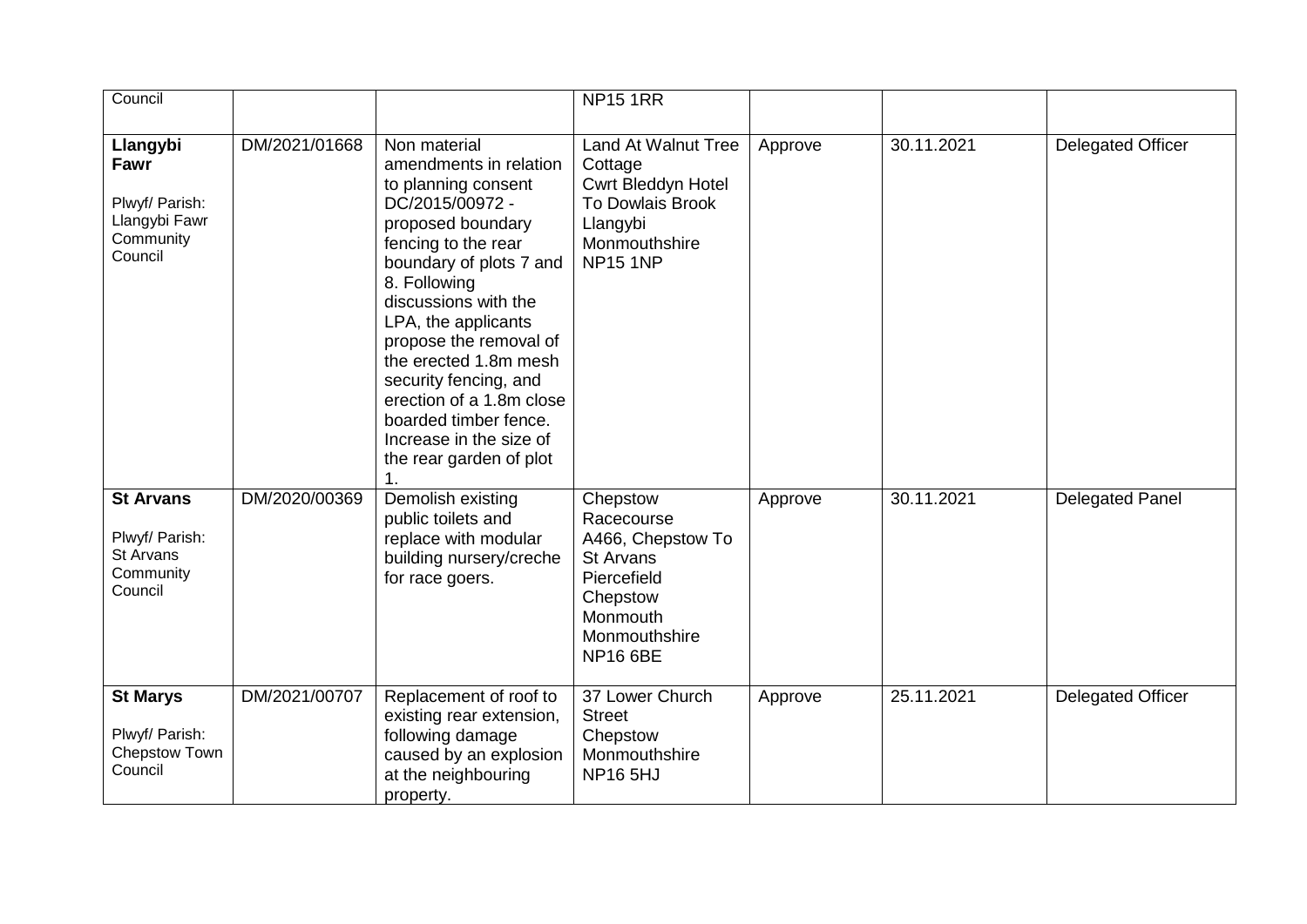| | | | | | | |
|---|---|---|---|---|---|---|
| Council | | | NP15 1RR | | | |
| **Llangybi Fawr**<br><br>Plwyf/ Parish: Llangybi Fawr Community Council | DM/2021/01668 | Non material amendments in relation to planning consent DC/2015/00972 - proposed boundary fencing to the rear boundary of plots 7 and 8. Following discussions with the LPA, the applicants propose the removal of the erected 1.8m mesh security fencing, and erection of a 1.8m close boarded timber fence. Increase in the size of the rear garden of plot 1. | Land At Walnut Tree Cottage Cwrt Bleddyn Hotel To Dowlais Brook Llangybi Monmouthshire NP15 1NP | Approve | 30.11.2021 | Delegated Officer |
| **St Arvans**<br><br>Plwyf/ Parish: St Arvans Community Council | DM/2020/00369 | Demolish existing public toilets and replace with modular building nursery/creche for race goers. | Chepstow Racecourse A466, Chepstow To St Arvans Piercefield Chepstow Monmouth Monmouthshire NP16 6BE | Approve | 30.11.2021 | Delegated Panel |
| **St Marys**<br><br>Plwyf/ Parish: Chepstow Town Council | DM/2021/00707 | Replacement of roof to existing rear extension, following damage caused by an explosion at the neighbouring property. | 37 Lower Church Street Chepstow Monmouthshire NP16 5HJ | Approve | 25.11.2021 | Delegated Officer |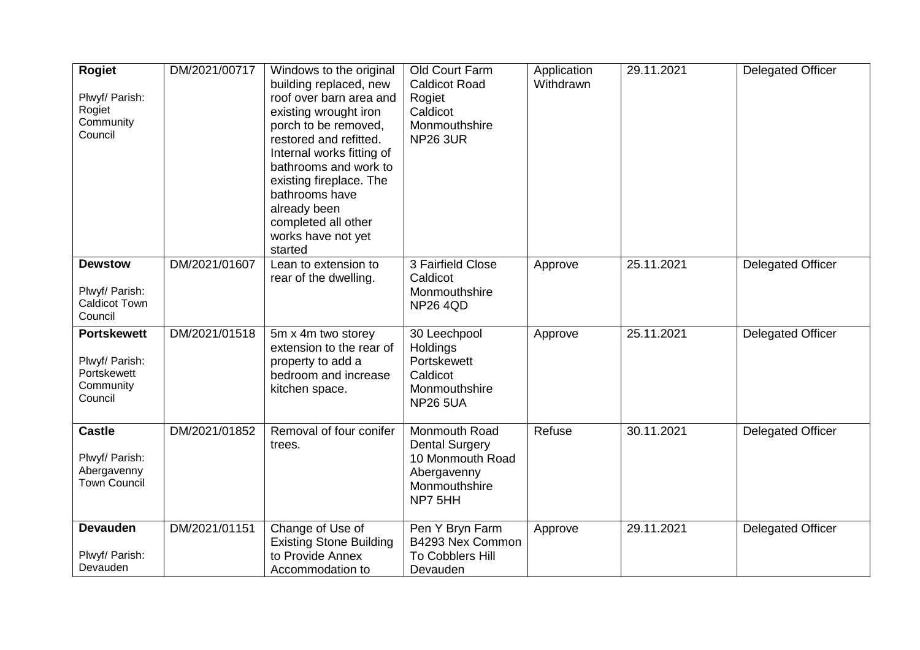| **Rogiet**<br><br>Plwyf/ Parish: Rogiet Community Council | DM/2021/00717 | Windows to the original building replaced, new roof over barn area and existing wrought iron porch to be removed, restored and refitted. Internal works fitting of bathrooms and work to existing fireplace. The bathrooms have already been completed all other works have not yet started | Old Court Farm Caldicot Road Rogiet Caldicot Monmouthshire NP26 3UR | Application Withdrawn | 29.11.2021 | Delegated Officer |
|---|---|---|---|---|---|---|
| **Dewstow**<br><br>Plwyf/ Parish: Caldicot Town Council | DM/2021/01607 | Lean to extension to rear of the dwelling. | 3 Fairfield Close Caldicot Monmouthshire NP26 4QD | Approve | 25.11.2021 | Delegated Officer |
| **Portskewett**<br><br>Plwyf/ Parish: Portskewett Community Council | DM/2021/01518 | 5m x 4m two storey extension to the rear of property to add a bedroom and increase kitchen space. | 30 Leechpool Holdings Portskewett Caldicot Monmouthshire NP26 5UA | Approve | 25.11.2021 | Delegated Officer |
| **Castle**<br><br>Plwyf/ Parish: Abergavenny Town Council | DM/2021/01852 | Removal of four conifer trees. | Monmouth Road Dental Surgery 10 Monmouth Road Abergavenny Monmouthshire NP7 5HH | Refuse | 30.11.2021 | Delegated Officer |
| **Devauden**<br><br>Plwyf/ Parish: Devauden | DM/2021/01151 | Change of Use of Existing Stone Building to Provide Annex Accommodation to | Pen Y Bryn Farm B4293 Nex Common To Cobblers Hill Devauden | Approve | 29.11.2021 | Delegated Officer |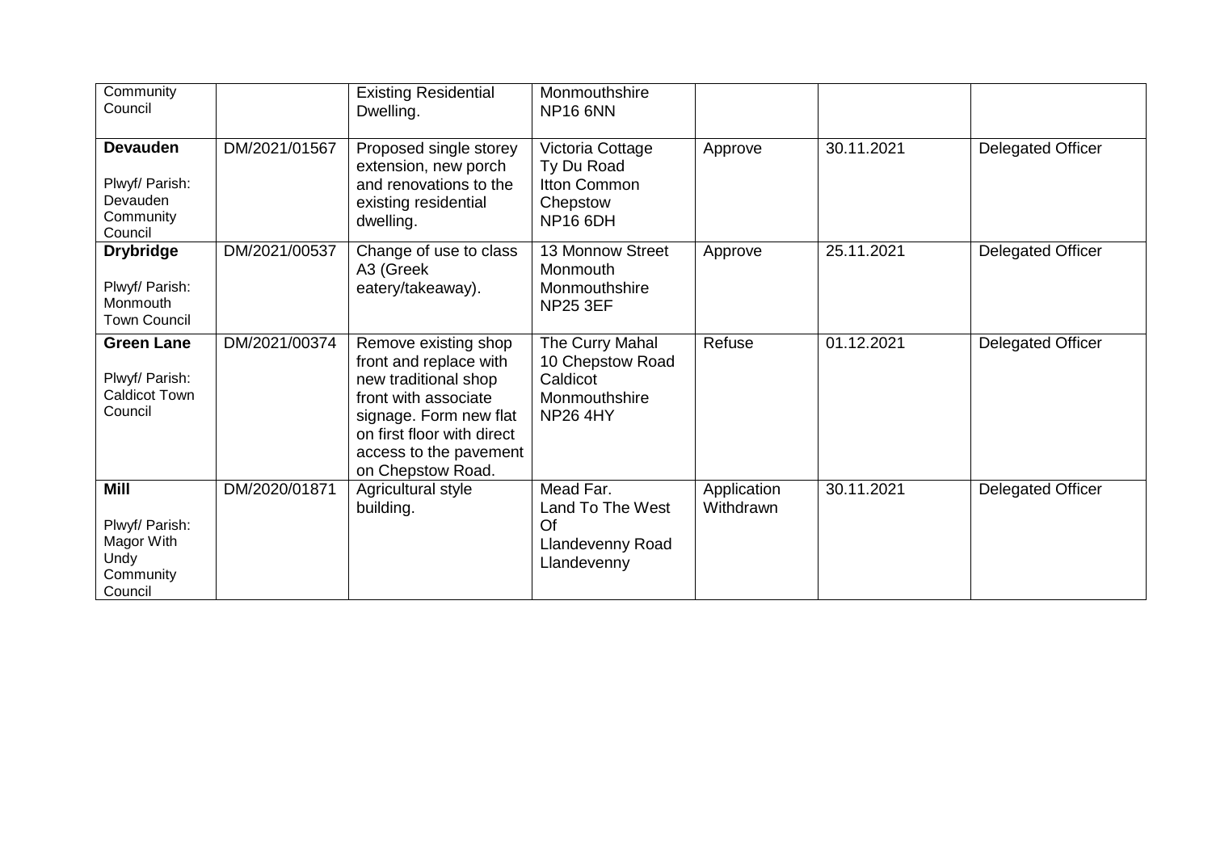| | | | | | | |
|---|---|---|---|---|---|---|
| Community Council | | Existing Residential Dwelling. | Monmouthshire NP16 6NN | | | |
| **Devauden** Plwyf/ Parish: Devauden Community Council | DM/2021/01567 | Proposed single storey extension, new porch and renovations to the existing residential dwelling. | Victoria Cottage Ty Du Road Itton Common Chepstow NP16 6DH | Approve | 30.11.2021 | Delegated Officer |
| **Drybridge** Plwyf/ Parish: Monmouth Town Council | DM/2021/00537 | Change of use to class A3 (Greek eatery/takeaway). | 13 Monnow Street Monmouth Monmouthshire NP25 3EF | Approve | 25.11.2021 | Delegated Officer |
| **Green Lane** Plwyf/ Parish: Caldicot Town Council | DM/2021/00374 | Remove existing shop front and replace with new traditional shop front with associate signage. Form new flat on first floor with direct access to the pavement on Chepstow Road. | The Curry Mahal 10 Chepstow Road Caldicot Monmouthshire NP26 4HY | Refuse | 01.12.2021 | Delegated Officer |
| **Mill** Plwyf/ Parish: Magor With Undy Community Council | DM/2020/01871 | Agricultural style building. | Mead Far. Land To The West Of Llandevenny Road Llandevenny | Application Withdrawn | 30.11.2021 | Delegated Officer |